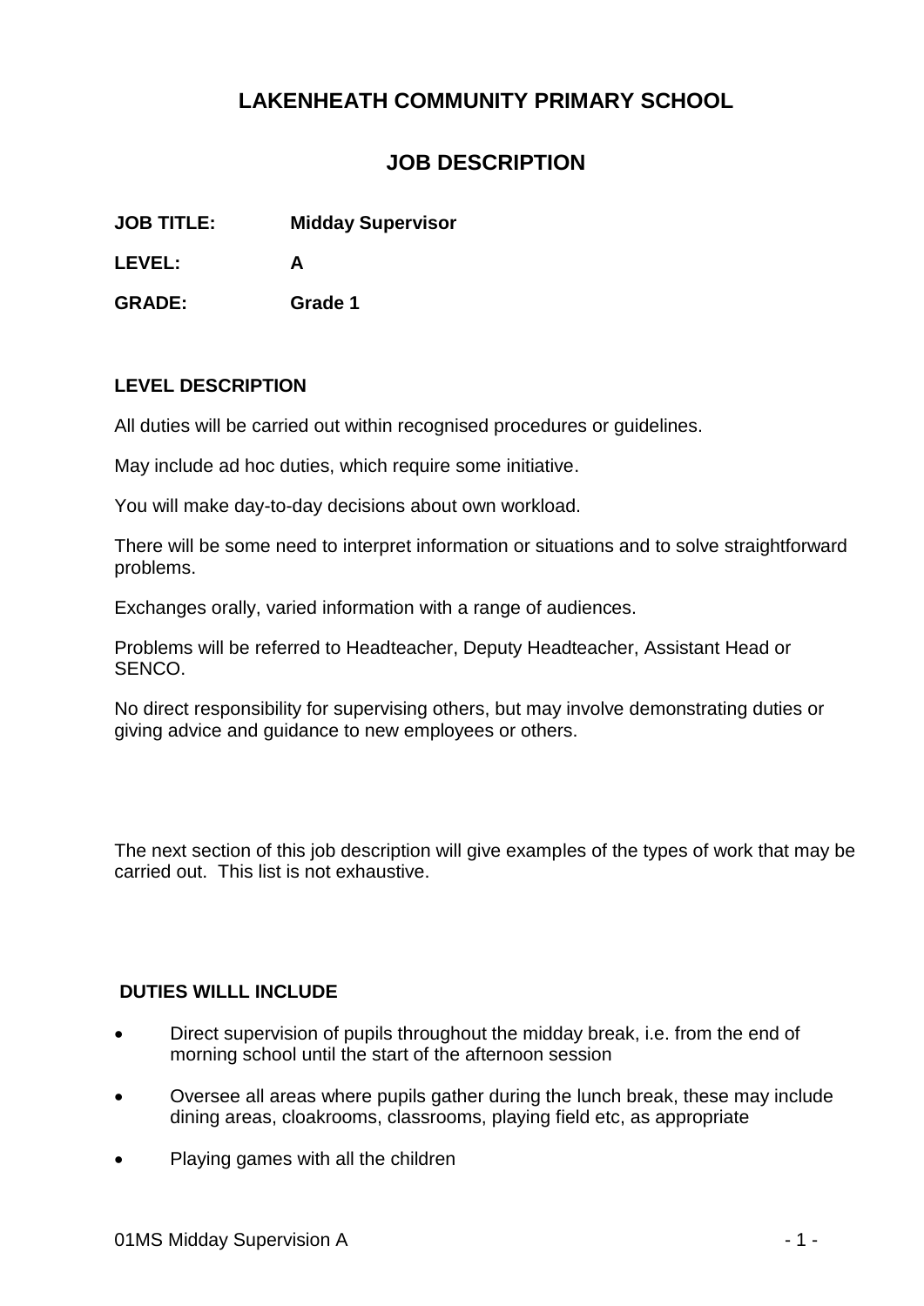# LAKENHEATH COMMUNITY PRIMARY SCHOOL

## JOB DESCRIPTION

**JOB TITLE:** **Midday Supervisor**

**LEVEL:** **A**

**GRADE:** **Grade 1**

**LEVEL DESCRIPTION**

All duties will be carried out within recognised procedures or guidelines.

May include ad hoc duties, which require some initiative.

You will make day-to-day decisions about own workload.

There will be some need to interpret information or situations and to solve straightforward problems.

Exchanges orally, varied information with a range of audiences.

Problems will be referred to Headteacher, Deputy Headteacher, Assistant Head or SENCO.

No direct responsibility for supervising others, but may involve demonstrating duties or giving advice and guidance to new employees or others.

The next section of this job description will give examples of the types of work that may be carried out. This list is not exhaustive.

**DUTIES WILLL INCLUDE**

- Direct supervision of pupils throughout the midday break, i.e. from the end of morning school until the start of the afternoon session
- Oversee all areas where pupils gather during the lunch break, these may include dining areas, cloakrooms, classrooms, playing field etc, as appropriate
- Playing games with all the children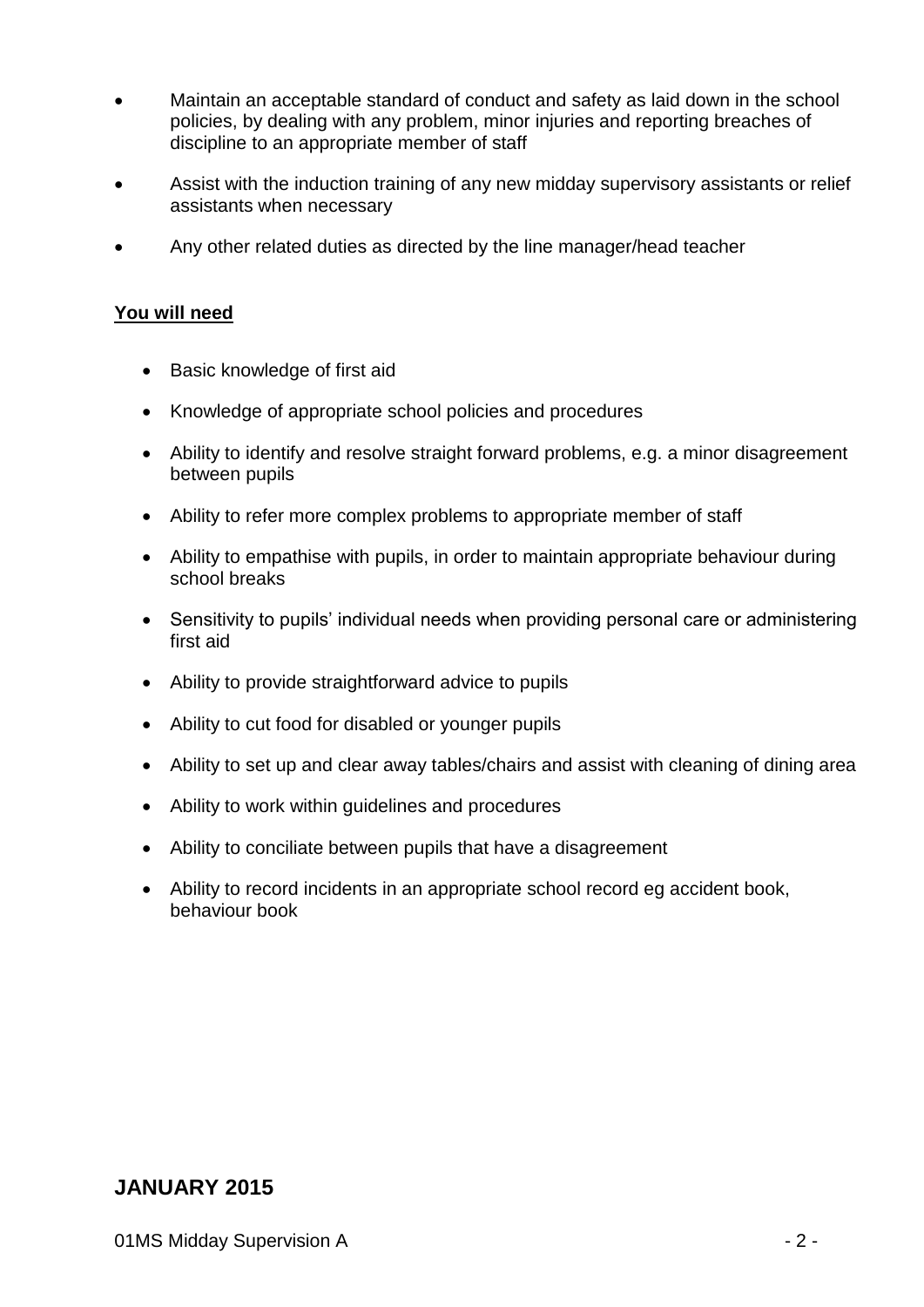- Maintain an acceptable standard of conduct and safety as laid down in the school policies, by dealing with any problem, minor injuries and reporting breaches of discipline to an appropriate member of staff
- Assist with the induction training of any new midday supervisory assistants or relief assistants when necessary
- Any other related duties as directed by the line manager/head teacher

**<u>You will need</u>**

- Basic knowledge of first aid
- Knowledge of appropriate school policies and procedures
- Ability to identify and resolve straight forward problems, e.g. a minor disagreement between pupils
- Ability to refer more complex problems to appropriate member of staff
- Ability to empathise with pupils, in order to maintain appropriate behaviour during school breaks
- Sensitivity to pupils' individual needs when providing personal care or administering first aid
- Ability to provide straightforward advice to pupils
- Ability to cut food for disabled or younger pupils
- Ability to set up and clear away tables/chairs and assist with cleaning of dining area
- Ability to work within guidelines and procedures
- Ability to conciliate between pupils that have a disagreement
- Ability to record incidents in an appropriate school record eg accident book, behaviour book

**JANUARY 2015**

01MS Midday Supervision A